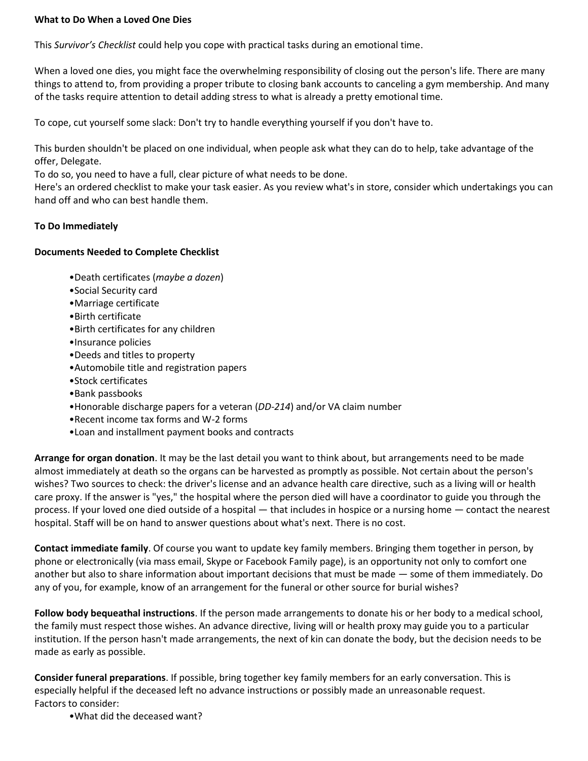# What to Do When a Loved One Dies

This *Survivor's Checklist* could help you cope with practical tasks during an emotional time.

When a loved one dies, you might face the overwhelming responsibility of closing out the person's life. There are many things to attend to, from providing a proper tribute to closing bank accounts to canceling a gym membership. And many of the tasks require attention to detail adding stress to what is already a pretty emotional time.

To cope, cut yourself some slack: Don't try to handle everything yourself if you don't have to.

This burden shouldn't be placed on one individual, when people ask what they can do to help, take advantage of the offer, Delegate.
To do so, you need to have a full, clear picture of what needs to be done.
Here's an ordered checklist to make your task easier. As you review what's in store, consider which undertakings you can hand off and who can best handle them.

## To Do Immediately

### Documents Needed to Complete Checklist

- Death certificates (*maybe a dozen*)
- Social Security card
- Marriage certificate
- Birth certificate
- Birth certificates for any children
- Insurance policies
- Deeds and titles to property
- Automobile title and registration papers
- Stock certificates
- Bank passbooks
- Honorable discharge papers for a veteran (*DD-214*) and/or VA claim number
- Recent income tax forms and W-2 forms
- Loan and installment payment books and contracts

**Arrange for organ donation**. It may be the last detail you want to think about, but arrangements need to be made almost immediately at death so the organs can be harvested as promptly as possible. Not certain about the person's wishes? Two sources to check: the driver's license and an advance health care directive, such as a living will or health care proxy. If the answer is "yes," the hospital where the person died will have a coordinator to guide you through the process. If your loved one died outside of a hospital — that includes in hospice or a nursing home — contact the nearest hospital. Staff will be on hand to answer questions about what's next. There is no cost.

**Contact immediate family**. Of course you want to update key family members. Bringing them together in person, by phone or electronically (via mass email, Skype or Facebook Family page), is an opportunity not only to comfort one another but also to share information about important decisions that must be made — some of them immediately. Do any of you, for example, know of an arrangement for the funeral or other source for burial wishes?

**Follow body bequeathal instructions**. If the person made arrangements to donate his or her body to a medical school, the family must respect those wishes. An advance directive, living will or health proxy may guide you to a particular institution. If the person hasn't made arrangements, the next of kin can donate the body, but the decision needs to be made as early as possible.

**Consider funeral preparations**. If possible, bring together key family members for an early conversation. This is especially helpful if the deceased left no advance instructions or possibly made an unreasonable request.
Factors to consider:

- What did the deceased want?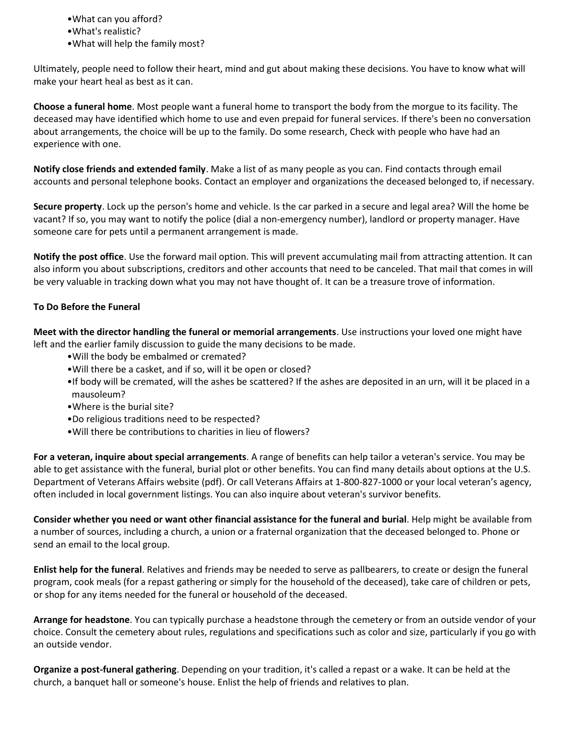- What can you afford?
- What's realistic?
- What will help the family most?

Ultimately, people need to follow their heart, mind and gut about making these decisions. You have to know what will make your heart heal as best as it can.

**Choose a funeral home**. Most people want a funeral home to transport the body from the morgue to its facility. The deceased may have identified which home to use and even prepaid for funeral services. If there's been no conversation about arrangements, the choice will be up to the family. Do some research, Check with people who have had an experience with one.

**Notify close friends and extended family**. Make a list of as many people as you can. Find contacts through email accounts and personal telephone books. Contact an employer and organizations the deceased belonged to, if necessary.

**Secure property**. Lock up the person's home and vehicle. Is the car parked in a secure and legal area? Will the home be vacant? If so, you may want to notify the police (dial a non-emergency number), landlord or property manager. Have someone care for pets until a permanent arrangement is made.

**Notify the post office**. Use the forward mail option. This will prevent accumulating mail from attracting attention. It can also inform you about subscriptions, creditors and other accounts that need to be canceled. That mail that comes in will be very valuable in tracking down what you may not have thought of. It can be a treasure trove of information.

**To Do Before the Funeral**

**Meet with the director handling the funeral or memorial arrangements**. Use instructions your loved one might have left and the earlier family discussion to guide the many decisions to be made.

- Will the body be embalmed or cremated?
- Will there be a casket, and if so, will it be open or closed?
- If body will be cremated, will the ashes be scattered? If the ashes are deposited in an urn, will it be placed in a mausoleum?
- Where is the burial site?
- Do religious traditions need to be respected?
- Will there be contributions to charities in lieu of flowers?

**For a veteran, inquire about special arrangements**. A range of benefits can help tailor a veteran's service. You may be able to get assistance with the funeral, burial plot or other benefits. You can find many details about options at the U.S. Department of Veterans Affairs website (pdf). Or call Veterans Affairs at 1-800-827-1000 or your local veteran's agency, often included in local government listings. You can also inquire about veteran's survivor benefits.

**Consider whether you need or want other financial assistance for the funeral and burial**. Help might be available from a number of sources, including a church, a union or a fraternal organization that the deceased belonged to. Phone or send an email to the local group.

**Enlist help for the funeral**. Relatives and friends may be needed to serve as pallbearers, to create or design the funeral program, cook meals (for a repast gathering or simply for the household of the deceased), take care of children or pets, or shop for any items needed for the funeral or household of the deceased.

**Arrange for headstone**. You can typically purchase a headstone through the cemetery or from an outside vendor of your choice. Consult the cemetery about rules, regulations and specifications such as color and size, particularly if you go with an outside vendor.

**Organize a post-funeral gathering**. Depending on your tradition, it's called a repast or a wake. It can be held at the church, a banquet hall or someone's house. Enlist the help of friends and relatives to plan.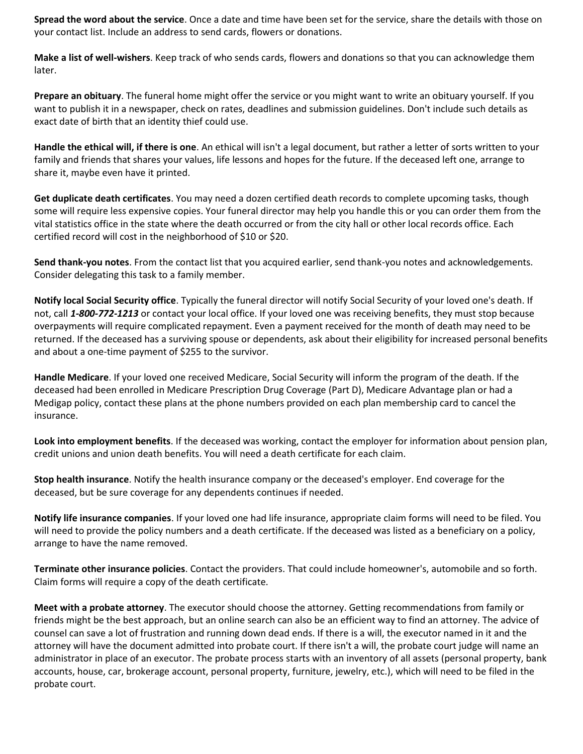**Spread the word about the service**. Once a date and time have been set for the service, share the details with those on your contact list. Include an address to send cards, flowers or donations.

**Make a list of well-wishers**. Keep track of who sends cards, flowers and donations so that you can acknowledge them later.

**Prepare an obituary**. The funeral home might offer the service or you might want to write an obituary yourself. If you want to publish it in a newspaper, check on rates, deadlines and submission guidelines. Don't include such details as exact date of birth that an identity thief could use.

**Handle the ethical will, if there is one**. An ethical will isn't a legal document, but rather a letter of sorts written to your family and friends that shares your values, life lessons and hopes for the future. If the deceased left one, arrange to share it, maybe even have it printed.

**Get duplicate death certificates**. You may need a dozen certified death records to complete upcoming tasks, though some will require less expensive copies. Your funeral director may help you handle this or you can order them from the vital statistics office in the state where the death occurred or from the city hall or other local records office. Each certified record will cost in the neighborhood of $10 or $20.

**Send thank-you notes**. From the contact list that you acquired earlier, send thank-you notes and acknowledgements. Consider delegating this task to a family member.

**Notify local Social Security office**. Typically the funeral director will notify Social Security of your loved one's death. If not, call ***1-800-772-1213*** or contact your local office. If your loved one was receiving benefits, they must stop because overpayments will require complicated repayment. Even a payment received for the month of death may need to be returned. If the deceased has a surviving spouse or dependents, ask about their eligibility for increased personal benefits and about a one-time payment of $255 to the survivor.

**Handle Medicare**. If your loved one received Medicare, Social Security will inform the program of the death. If the deceased had been enrolled in Medicare Prescription Drug Coverage (Part D), Medicare Advantage plan or had a Medigap policy, contact these plans at the phone numbers provided on each plan membership card to cancel the insurance.

**Look into employment benefits**. If the deceased was working, contact the employer for information about pension plan, credit unions and union death benefits. You will need a death certificate for each claim.

**Stop health insurance**. Notify the health insurance company or the deceased's employer. End coverage for the deceased, but be sure coverage for any dependents continues if needed.

**Notify life insurance companies**. If your loved one had life insurance, appropriate claim forms will need to be filed. You will need to provide the policy numbers and a death certificate. If the deceased was listed as a beneficiary on a policy, arrange to have the name removed.

**Terminate other insurance policies**. Contact the providers. That could include homeowner's, automobile and so forth. Claim forms will require a copy of the death certificate.

**Meet with a probate attorney**. The executor should choose the attorney. Getting recommendations from family or friends might be the best approach, but an online search can also be an efficient way to find an attorney. The advice of counsel can save a lot of frustration and running down dead ends. If there is a will, the executor named in it and the attorney will have the document admitted into probate court. If there isn't a will, the probate court judge will name an administrator in place of an executor. The probate process starts with an inventory of all assets (personal property, bank accounts, house, car, brokerage account, personal property, furniture, jewelry, etc.), which will need to be filed in the probate court.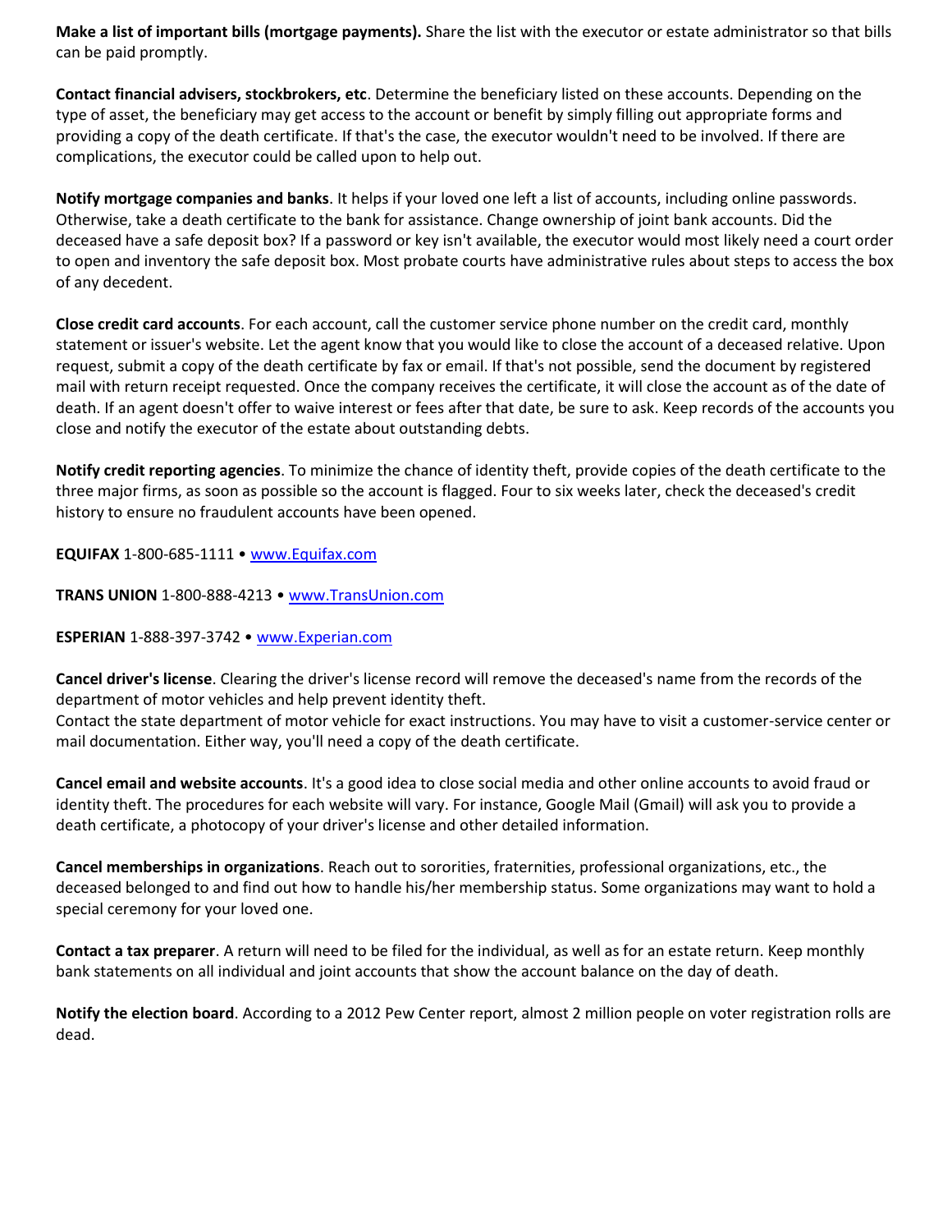**Make a list of important bills (mortgage payments).** Share the list with the executor or estate administrator so that bills can be paid promptly.

**Contact financial advisers, stockbrokers, etc**. Determine the beneficiary listed on these accounts. Depending on the type of asset, the beneficiary may get access to the account or benefit by simply filling out appropriate forms and providing a copy of the death certificate. If that's the case, the executor wouldn't need to be involved. If there are complications, the executor could be called upon to help out.

**Notify mortgage companies and banks**. It helps if your loved one left a list of accounts, including online passwords. Otherwise, take a death certificate to the bank for assistance. Change ownership of joint bank accounts. Did the deceased have a safe deposit box? If a password or key isn't available, the executor would most likely need a court order to open and inventory the safe deposit box. Most probate courts have administrative rules about steps to access the box of any decedent.

**Close credit card accounts**. For each account, call the customer service phone number on the credit card, monthly statement or issuer's website. Let the agent know that you would like to close the account of a deceased relative. Upon request, submit a copy of the death certificate by fax or email. If that's not possible, send the document by registered mail with return receipt requested. Once the company receives the certificate, it will close the account as of the date of death. If an agent doesn't offer to waive interest or fees after that date, be sure to ask. Keep records of the accounts you close and notify the executor of the estate about outstanding debts.

**Notify credit reporting agencies**. To minimize the chance of identity theft, provide copies of the death certificate to the three major firms, as soon as possible so the account is flagged. Four to six weeks later, check the deceased's credit history to ensure no fraudulent accounts have been opened.

**EQUIFAX** 1-800-685-1111 • www.Equifax.com

**TRANS UNION** 1-800-888-4213 • www.TransUnion.com

**ESPERIAN** 1-888-397-3742 • www.Experian.com

**Cancel driver's license**. Clearing the driver's license record will remove the deceased's name from the records of the department of motor vehicles and help prevent identity theft.
Contact the state department of motor vehicle for exact instructions. You may have to visit a customer-service center or mail documentation. Either way, you'll need a copy of the death certificate.

**Cancel email and website accounts**. It's a good idea to close social media and other online accounts to avoid fraud or identity theft. The procedures for each website will vary. For instance, Google Mail (Gmail) will ask you to provide a death certificate, a photocopy of your driver's license and other detailed information.

**Cancel memberships in organizations**. Reach out to sororities, fraternities, professional organizations, etc., the deceased belonged to and find out how to handle his/her membership status. Some organizations may want to hold a special ceremony for your loved one.

**Contact a tax preparer**. A return will need to be filed for the individual, as well as for an estate return. Keep monthly bank statements on all individual and joint accounts that show the account balance on the day of death.

**Notify the election board**. According to a 2012 Pew Center report, almost 2 million people on voter registration rolls are dead.